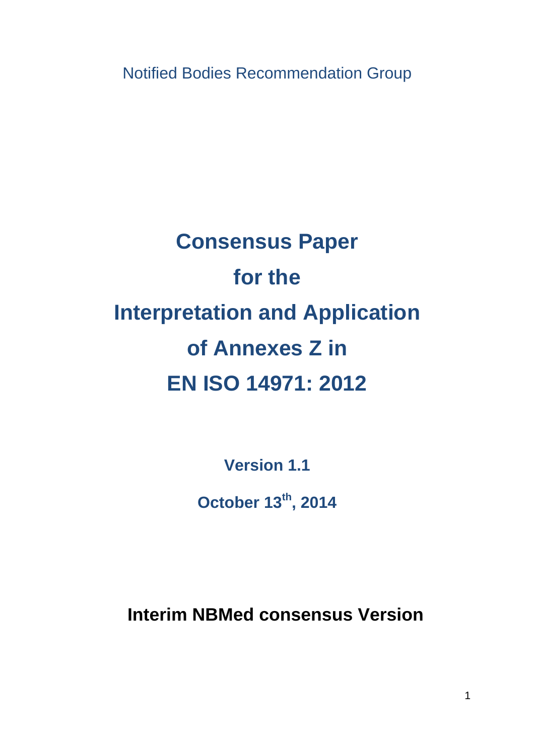Notified Bodies Recommendation Group

# Consensus Paper for the Interpretation and Application of Annexes Z in EN ISO 14971: 2012

**Version 1.1**

**October 13th, 2014**

**Interim NBMed consensus Version**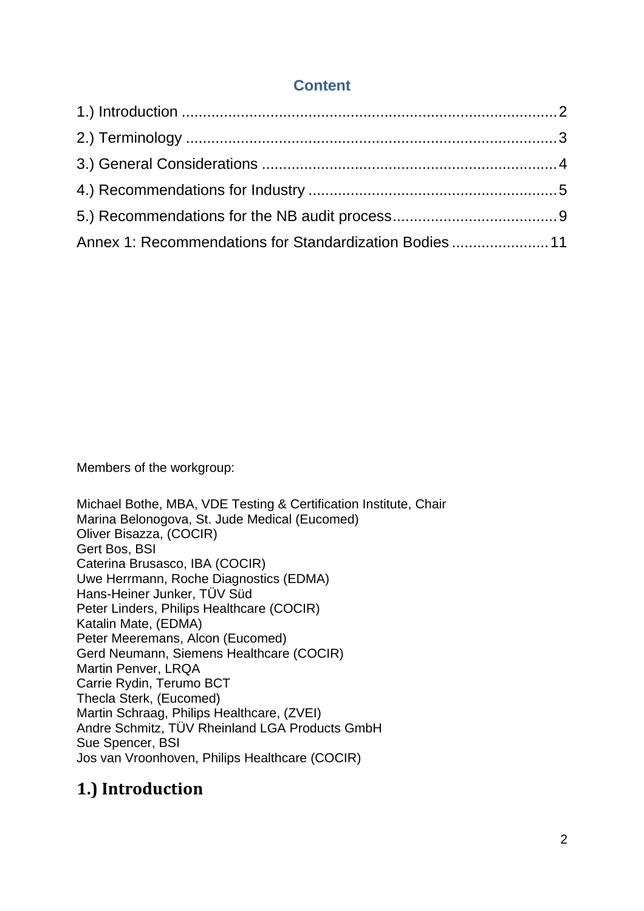## Content

1.) Introduction ........................................................................................ 2

2.) Terminology ....................................................................................... 3

3.) General Considerations ..................................................................... 4

4.) Recommendations for Industry .......................................................... 5

5.) Recommendations for the NB audit process...................................... 9

Annex 1: Recommendations for Standardization Bodies ....................... 11

Members of the workgroup:

Michael Bothe, MBA, VDE Testing & Certification Institute, Chair
Marina Belonogova, St. Jude Medical (Eucomed)
Oliver Bisazza, (COCIR)
Gert Bos, BSI
Caterina Brusasco, IBA (COCIR)
Uwe Herrmann, Roche Diagnostics (EDMA)
Hans-Heiner Junker, TÜV Süd
Peter Linders, Philips Healthcare (COCIR)
Katalin Mate, (EDMA)
Peter Meeremans, Alcon (Eucomed)
Gerd Neumann, Siemens Healthcare (COCIR)
Martin Penver, LRQA
Carrie Rydin, Terumo BCT
Thecla Sterk, (Eucomed)
Martin Schraag, Philips Healthcare, (ZVEI)
Andre Schmitz, TÜV Rheinland LGA Products GmbH
Sue Spencer, BSI
Jos van Vroonhoven, Philips Healthcare (COCIR)

# 1.) Introduction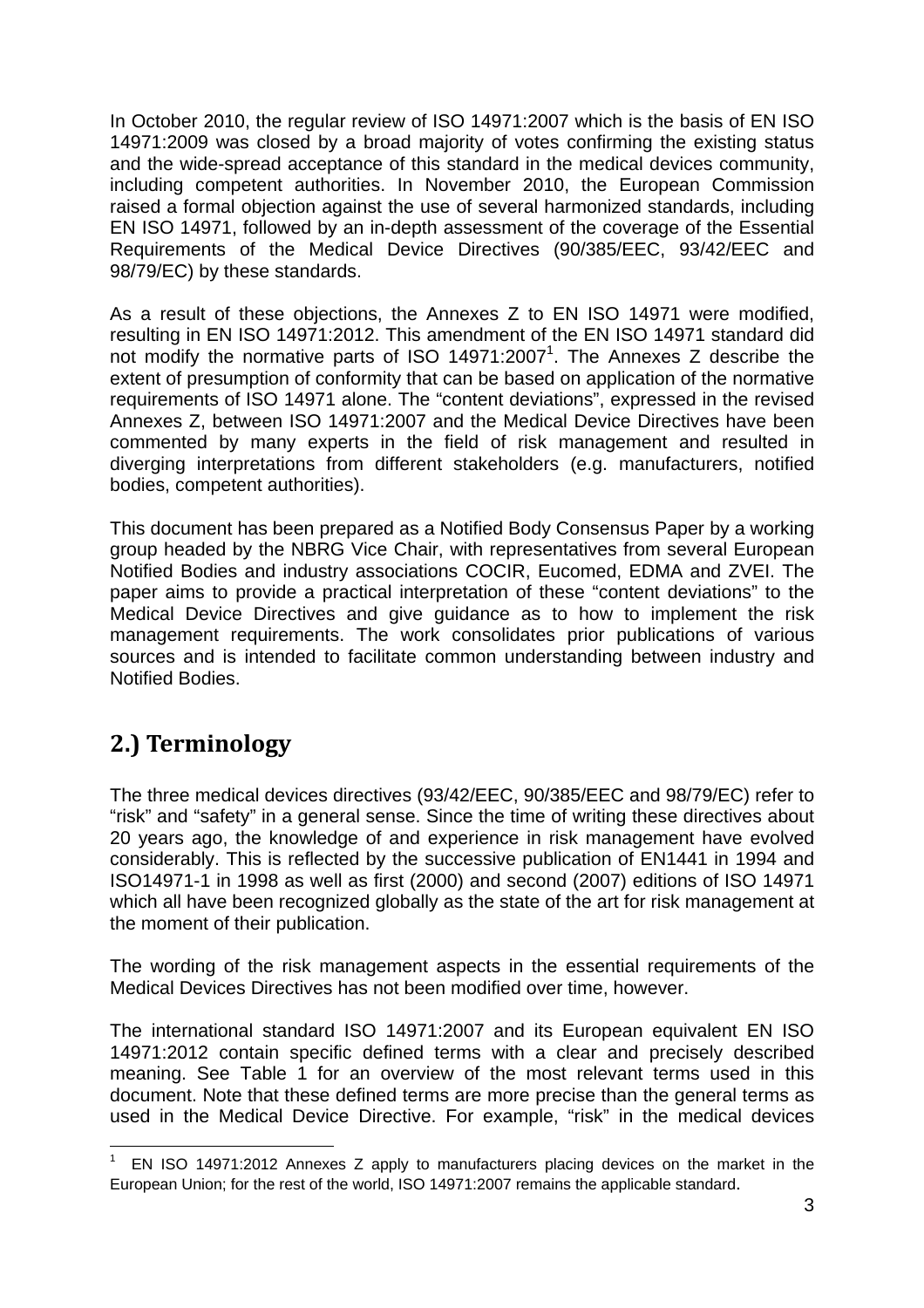In October 2010, the regular review of ISO 14971:2007 which is the basis of EN ISO 14971:2009 was closed by a broad majority of votes confirming the existing status and the wide-spread acceptance of this standard in the medical devices community, including competent authorities. In November 2010, the European Commission raised a formal objection against the use of several harmonized standards, including EN ISO 14971, followed by an in-depth assessment of the coverage of the Essential Requirements of the Medical Device Directives (90/385/EEC, 93/42/EEC and 98/79/EC) by these standards.

As a result of these objections, the Annexes Z to EN ISO 14971 were modified, resulting in EN ISO 14971:2012. This amendment of the EN ISO 14971 standard did not modify the normative parts of ISO 14971:2007[1]. The Annexes Z describe the extent of presumption of conformity that can be based on application of the normative requirements of ISO 14971 alone. The "content deviations", expressed in the revised Annexes Z, between ISO 14971:2007 and the Medical Device Directives have been commented by many experts in the field of risk management and resulted in diverging interpretations from different stakeholders (e.g. manufacturers, notified bodies, competent authorities).

This document has been prepared as a Notified Body Consensus Paper by a working group headed by the NBRG Vice Chair, with representatives from several European Notified Bodies and industry associations COCIR, Eucomed, EDMA and ZVEI. The paper aims to provide a practical interpretation of these "content deviations" to the Medical Device Directives and give guidance as to how to implement the risk management requirements. The work consolidates prior publications of various sources and is intended to facilitate common understanding between industry and Notified Bodies.

## 2.) Terminology

The three medical devices directives (93/42/EEC, 90/385/EEC and 98/79/EC) refer to "risk" and "safety" in a general sense. Since the time of writing these directives about 20 years ago, the knowledge of and experience in risk management have evolved considerably. This is reflected by the successive publication of EN1441 in 1994 and ISO14971-1 in 1998 as well as first (2000) and second (2007) editions of ISO 14971 which all have been recognized globally as the state of the art for risk management at the moment of their publication.

The wording of the risk management aspects in the essential requirements of the Medical Devices Directives has not been modified over time, however.

The international standard ISO 14971:2007 and its European equivalent EN ISO 14971:2012 contain specific defined terms with a clear and precisely described meaning. See Table 1 for an overview of the most relevant terms used in this document. Note that these defined terms are more precise than the general terms as used in the Medical Device Directive. For example, "risk" in the medical devices

[1] EN ISO 14971:2012 Annexes Z apply to manufacturers placing devices on the market in the European Union; for the rest of the world, ISO 14971:2007 remains the applicable standard.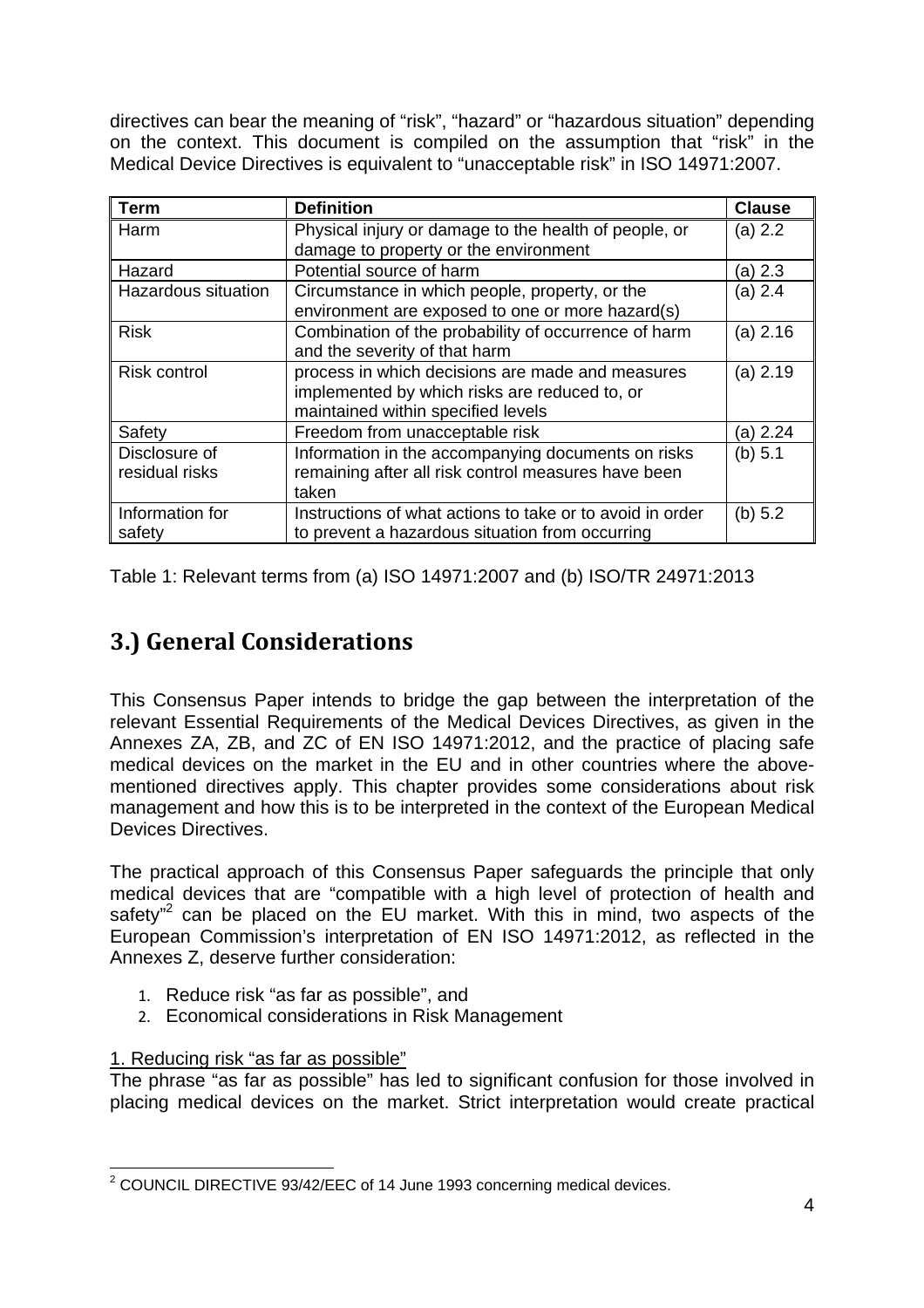directives can bear the meaning of "risk", "hazard" or "hazardous situation" depending on the context. This document is compiled on the assumption that "risk" in the Medical Device Directives is equivalent to "unacceptable risk" in ISO 14971:2007.

| Term | Definition | Clause |
|---|---|---|
| Harm | Physical injury or damage to the health of people, or damage to property or the environment | (a) 2.2 |
| Hazard | Potential source of harm | (a) 2.3 |
| Hazardous situation | Circumstance in which people, property, or the environment are exposed to one or more hazard(s) | (a) 2.4 |
| Risk | Combination of the probability of occurrence of harm and the severity of that harm | (a) 2.16 |
| Risk control | process in which decisions are made and measures implemented by which risks are reduced to, or maintained within specified levels | (a) 2.19 |
| Safety | Freedom from unacceptable risk | (a) 2.24 |
| Disclosure of residual risks | Information in the accompanying documents on risks remaining after all risk control measures have been taken | (b) 5.1 |
| Information for safety | Instructions of what actions to take or to avoid in order to prevent a hazardous situation from occurring | (b) 5.2 |

Table 1: Relevant terms from (a) ISO 14971:2007 and (b) ISO/TR 24971:2013

# 3.) General Considerations

This Consensus Paper intends to bridge the gap between the interpretation of the relevant Essential Requirements of the Medical Devices Directives, as given in the Annexes ZA, ZB, and ZC of EN ISO 14971:2012, and the practice of placing safe medical devices on the market in the EU and in other countries where the above-mentioned directives apply. This chapter provides some considerations about risk management and how this is to be interpreted in the context of the European Medical Devices Directives.

The practical approach of this Consensus Paper safeguards the principle that only medical devices that are "compatible with a high level of protection of health and safety"[2] can be placed on the EU market. With this in mind, two aspects of the European Commission's interpretation of EN ISO 14971:2012, as reflected in the Annexes Z, deserve further consideration:

1. Reduce risk "as far as possible", and
2. Economical considerations in Risk Management

1. Reducing risk "as far as possible"

The phrase "as far as possible" has led to significant confusion for those involved in placing medical devices on the market. Strict interpretation would create practical

[2] COUNCIL DIRECTIVE 93/42/EEC of 14 June 1993 concerning medical devices.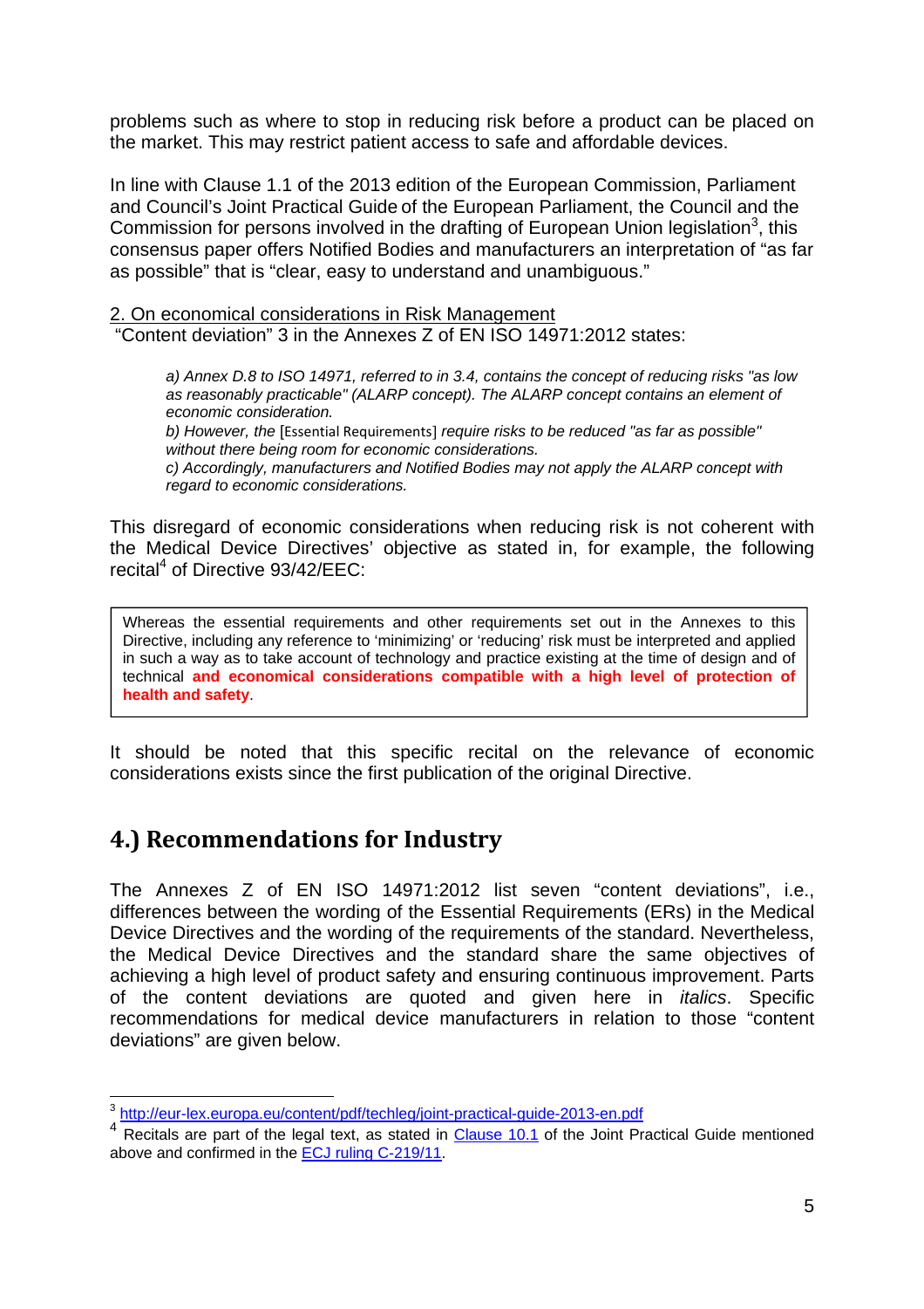problems such as where to stop in reducing risk before a product can be placed on the market. This may restrict patient access to safe and affordable devices.

In line with Clause 1.1 of the 2013 edition of the European Commission, Parliament and Council's Joint Practical Guide of the European Parliament, the Council and the Commission for persons involved in the drafting of European Union legislation[3], this consensus paper offers Notified Bodies and manufacturers an interpretation of "as far as possible" that is "clear, easy to understand and unambiguous."

2. On economical considerations in Risk Management
"Content deviation" 3 in the Annexes Z of EN ISO 14971:2012 states:

> *a) Annex D.8 to ISO 14971, referred to in 3.4, contains the concept of reducing risks "as low as reasonably practicable" (ALARP concept). The ALARP concept contains an element of economic consideration.*
> *b) However, the* [Essential Requirements] *require risks to be reduced "as far as possible" without there being room for economic considerations.*
> *c) Accordingly, manufacturers and Notified Bodies may not apply the ALARP concept with regard to economic considerations.*

This disregard of economic considerations when reducing risk is not coherent with the Medical Device Directives' objective as stated in, for example, the following recital[4] of Directive 93/42/EEC:

> Whereas the essential requirements and other requirements set out in the Annexes to this Directive, including any reference to 'minimizing' or 'reducing' risk must be interpreted and applied in such a way as to take account of technology and practice existing at the time of design and of technical **and economical considerations compatible with a high level of protection of health and safety**.

It should be noted that this specific recital on the relevance of economic considerations exists since the first publication of the original Directive.

## 4.) Recommendations for Industry

The Annexes Z of EN ISO 14971:2012 list seven "content deviations", i.e., differences between the wording of the Essential Requirements (ERs) in the Medical Device Directives and the wording of the requirements of the standard. Nevertheless, the Medical Device Directives and the standard share the same objectives of achieving a high level of product safety and ensuring continuous improvement. Parts of the content deviations are quoted and given here in *italics*. Specific recommendations for medical device manufacturers in relation to those "content deviations" are given below.

---

[3] http://eur-lex.europa.eu/content/pdf/techleg/joint-practical-guide-2013-en.pdf

[4] Recitals are part of the legal text, as stated in Clause 10.1 of the Joint Practical Guide mentioned above and confirmed in the ECJ ruling C-219/11.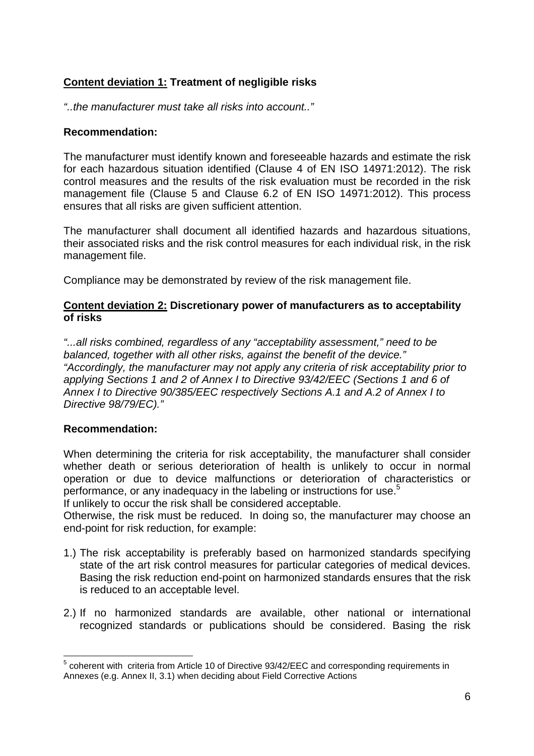**Content deviation 1:** **Treatment of negligible risks**

*"..the manufacturer must take all risks into account.."*

**Recommendation:**

The manufacturer must identify known and foreseeable hazards and estimate the risk for each hazardous situation identified (Clause 4 of EN ISO 14971:2012). The risk control measures and the results of the risk evaluation must be recorded in the risk management file (Clause 5 and Clause 6.2 of EN ISO 14971:2012). This process ensures that all risks are given sufficient attention.

The manufacturer shall document all identified hazards and hazardous situations, their associated risks and the risk control measures for each individual risk, in the risk management file.

Compliance may be demonstrated by review of the risk management file.

**Content deviation 2:** **Discretionary power of manufacturers as to acceptability of risks**

*"...all risks combined, regardless of any "acceptability assessment," need to be balanced, together with all other risks, against the benefit of the device."*
*"Accordingly, the manufacturer may not apply any criteria of risk acceptability prior to applying Sections 1 and 2 of Annex I to Directive 93/42/EEC (Sections 1 and 6 of Annex I to Directive 90/385/EEC respectively Sections A.1 and A.2 of Annex I to Directive 98/79/EC)."*

**Recommendation:**

When determining the criteria for risk acceptability, the manufacturer shall consider whether death or serious deterioration of health is unlikely to occur in normal operation or due to device malfunctions or deterioration of characteristics or performance, or any inadequacy in the labeling or instructions for use.[5]
If unlikely to occur the risk shall be considered acceptable.
Otherwise, the risk must be reduced. In doing so, the manufacturer may choose an end-point for risk reduction, for example:

1.) The risk acceptability is preferably based on harmonized standards specifying state of the art risk control measures for particular categories of medical devices. Basing the risk reduction end-point on harmonized standards ensures that the risk is reduced to an acceptable level.

2.) If no harmonized standards are available, other national or international recognized standards or publications should be considered. Basing the risk

---

[5] coherent with criteria from Article 10 of Directive 93/42/EEC and corresponding requirements in Annexes (e.g. Annex II, 3.1) when deciding about Field Corrective Actions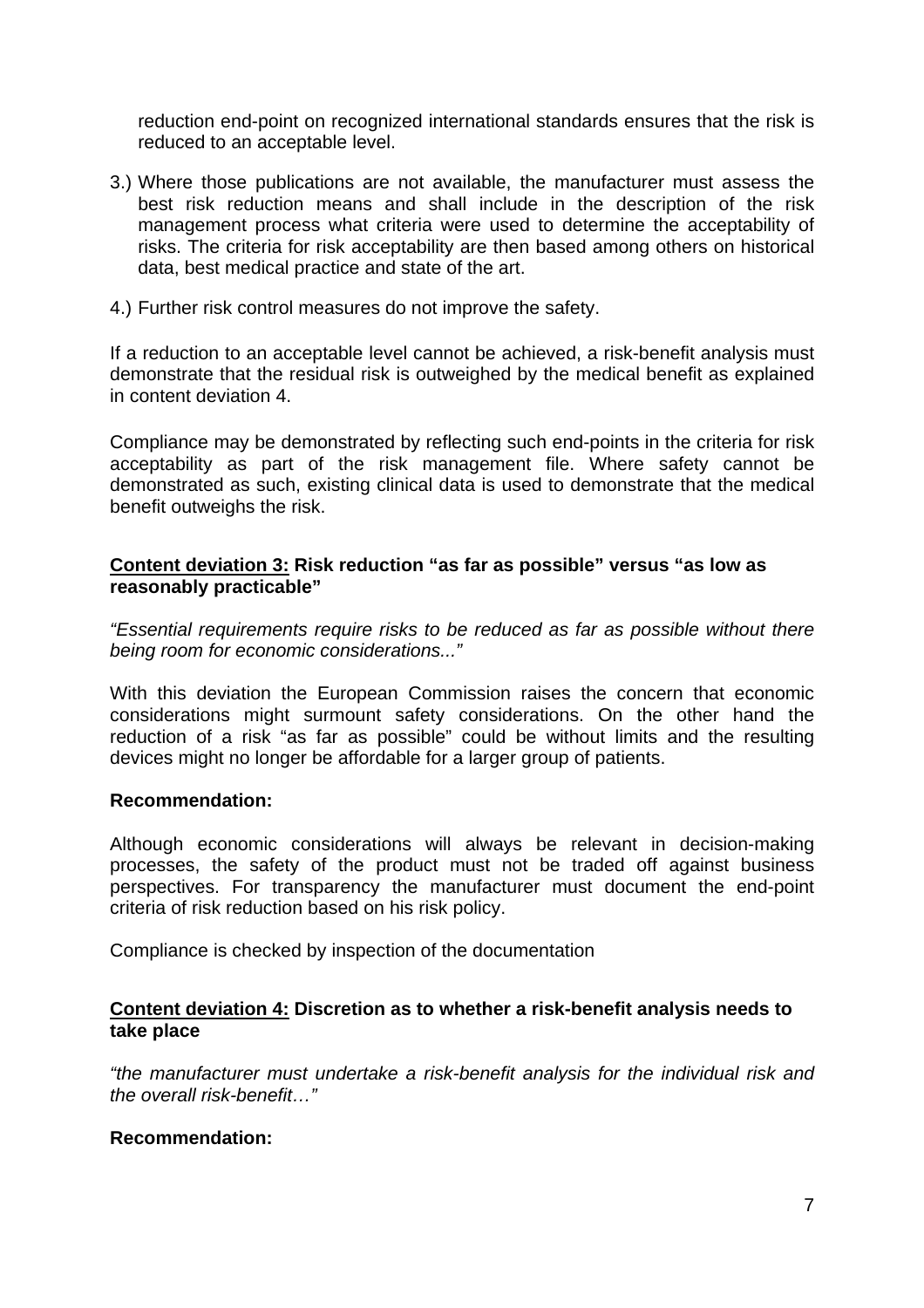reduction end-point on recognized international standards ensures that the risk is reduced to an acceptable level.

3.) Where those publications are not available, the manufacturer must assess the best risk reduction means and shall include in the description of the risk management process what criteria were used to determine the acceptability of risks. The criteria for risk acceptability are then based among others on historical data, best medical practice and state of the art.

4.) Further risk control measures do not improve the safety.

If a reduction to an acceptable level cannot be achieved, a risk-benefit analysis must demonstrate that the residual risk is outweighed by the medical benefit as explained in content deviation 4.

Compliance may be demonstrated by reflecting such end-points in the criteria for risk acceptability as part of the risk management file. Where safety cannot be demonstrated as such, existing clinical data is used to demonstrate that the medical benefit outweighs the risk.

**<u>Content deviation 3:</u> Risk reduction "as far as possible" versus "as low as reasonably practicable"**

*"Essential requirements require risks to be reduced as far as possible without there being room for economic considerations..."*

With this deviation the European Commission raises the concern that economic considerations might surmount safety considerations. On the other hand the reduction of a risk "as far as possible" could be without limits and the resulting devices might no longer be affordable for a larger group of patients.

**Recommendation:**

Although economic considerations will always be relevant in decision-making processes, the safety of the product must not be traded off against business perspectives. For transparency the manufacturer must document the end-point criteria of risk reduction based on his risk policy.

Compliance is checked by inspection of the documentation

**<u>Content deviation 4:</u> Discretion as to whether a risk-benefit analysis needs to take place**

*"the manufacturer must undertake a risk-benefit analysis for the individual risk and the overall risk-benefit…"*

**Recommendation:**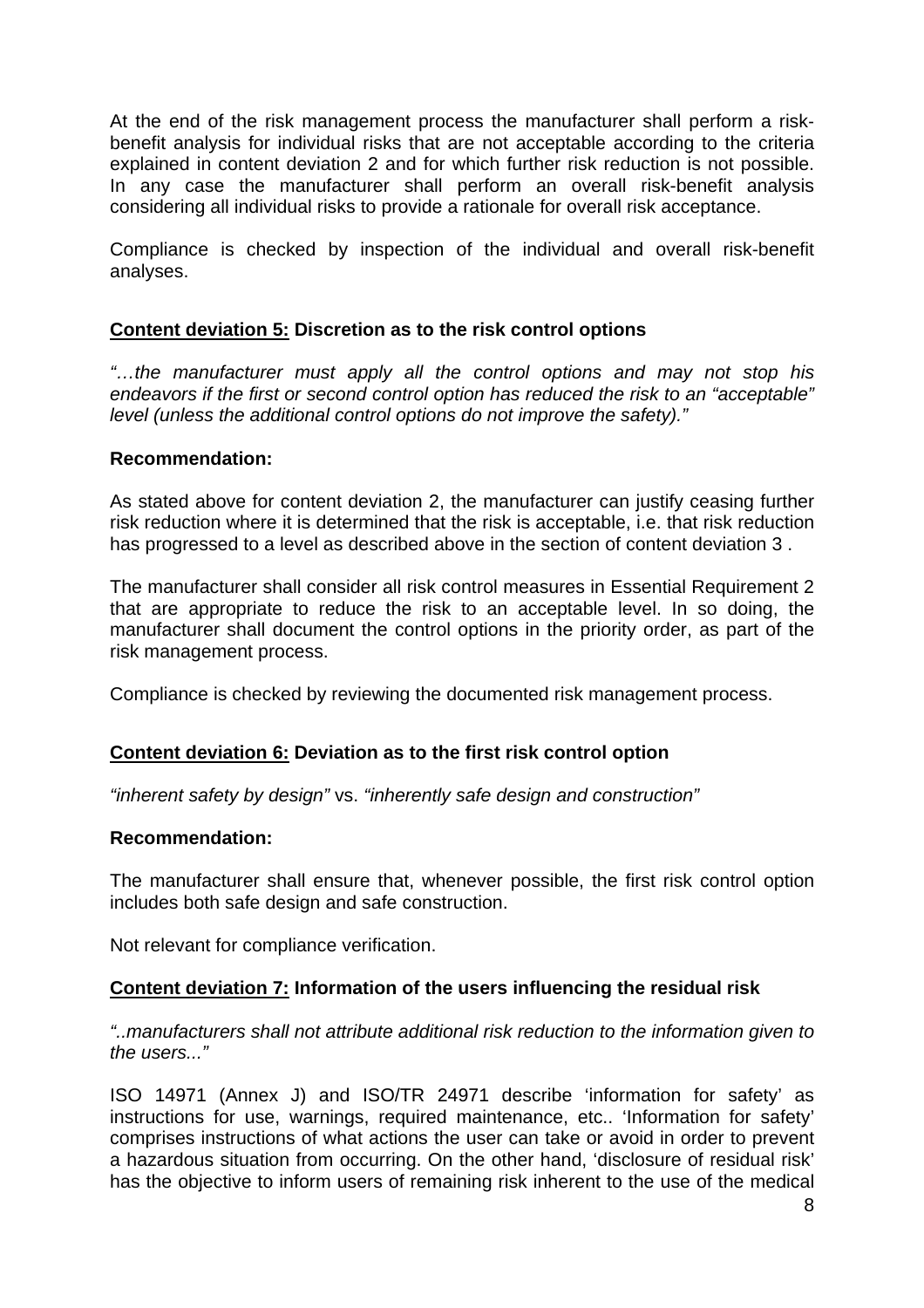At the end of the risk management process the manufacturer shall perform a risk-benefit analysis for individual risks that are not acceptable according to the criteria explained in content deviation 2 and for which further risk reduction is not possible. In any case the manufacturer shall perform an overall risk-benefit analysis considering all individual risks to provide a rationale for overall risk acceptance.

Compliance is checked by inspection of the individual and overall risk-benefit analyses.

**<u>Content deviation 5:</u> Discretion as to the risk control options**

*"…the manufacturer must apply all the control options and may not stop his endeavors if the first or second control option has reduced the risk to an "acceptable" level (unless the additional control options do not improve the safety)."*

**Recommendation:**

As stated above for content deviation 2, the manufacturer can justify ceasing further risk reduction where it is determined that the risk is acceptable, i.e. that risk reduction has progressed to a level as described above in the section of content deviation 3 .

The manufacturer shall consider all risk control measures in Essential Requirement 2 that are appropriate to reduce the risk to an acceptable level. In so doing, the manufacturer shall document the control options in the priority order, as part of the risk management process.

Compliance is checked by reviewing the documented risk management process.

**<u>Content deviation 6:</u> Deviation as to the first risk control option**

*"inherent safety by design"* vs. *"inherently safe design and construction"*

**Recommendation:**

The manufacturer shall ensure that, whenever possible, the first risk control option includes both safe design and safe construction.

Not relevant for compliance verification.

**<u>Content deviation 7:</u> Information of the users influencing the residual risk**

*"..manufacturers shall not attribute additional risk reduction to the information given to the users..."*

ISO 14971 (Annex J) and ISO/TR 24971 describe 'information for safety' as instructions for use, warnings, required maintenance, etc.. 'Information for safety' comprises instructions of what actions the user can take or avoid in order to prevent a hazardous situation from occurring. On the other hand, 'disclosure of residual risk' has the objective to inform users of remaining risk inherent to the use of the medical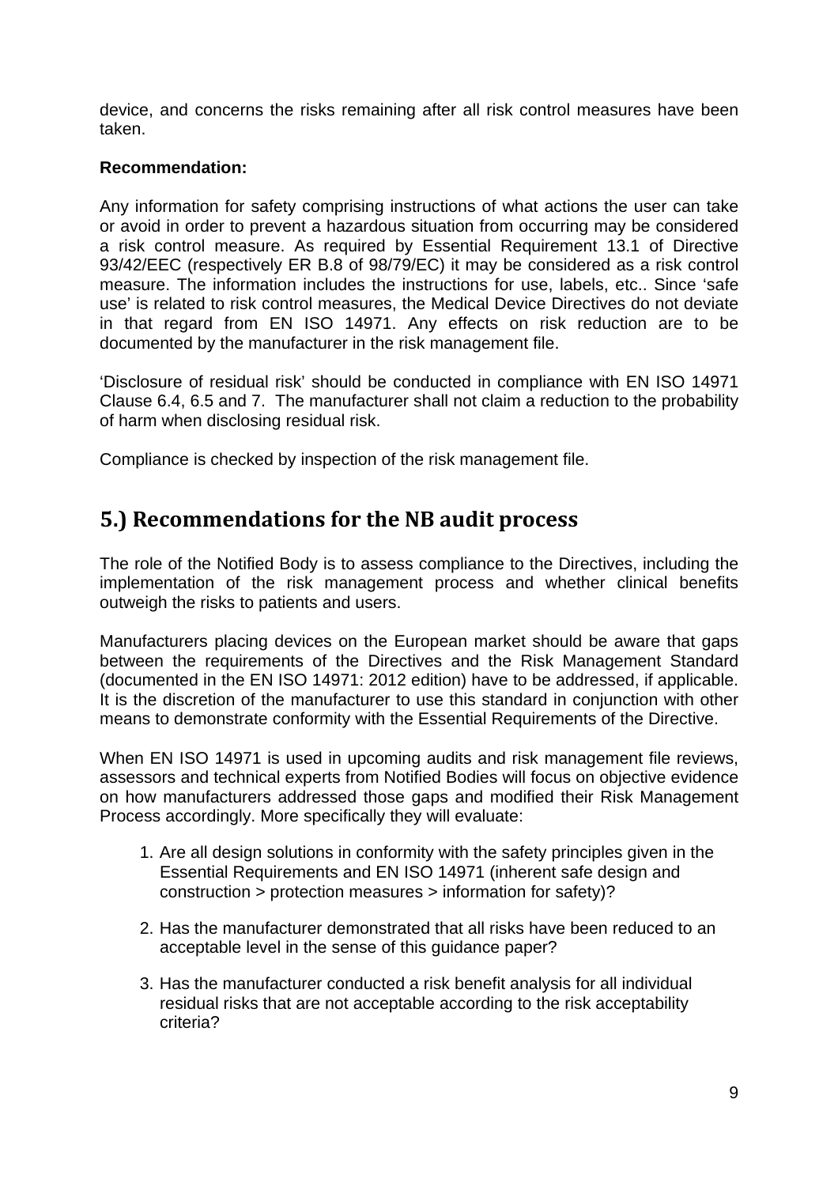device, and concerns the risks remaining after all risk control measures have been taken.

**Recommendation:**

Any information for safety comprising instructions of what actions the user can take or avoid in order to prevent a hazardous situation from occurring may be considered a risk control measure. As required by Essential Requirement 13.1 of Directive 93/42/EEC (respectively ER B.8 of 98/79/EC) it may be considered as a risk control measure. The information includes the instructions for use, labels, etc.. Since 'safe use' is related to risk control measures, the Medical Device Directives do not deviate in that regard from EN ISO 14971. Any effects on risk reduction are to be documented by the manufacturer in the risk management file.

'Disclosure of residual risk' should be conducted in compliance with EN ISO 14971 Clause 6.4, 6.5 and 7. The manufacturer shall not claim a reduction to the probability of harm when disclosing residual risk.

Compliance is checked by inspection of the risk management file.

## 5.) Recommendations for the NB audit process

The role of the Notified Body is to assess compliance to the Directives, including the implementation of the risk management process and whether clinical benefits outweigh the risks to patients and users.

Manufacturers placing devices on the European market should be aware that gaps between the requirements of the Directives and the Risk Management Standard (documented in the EN ISO 14971: 2012 edition) have to be addressed, if applicable. It is the discretion of the manufacturer to use this standard in conjunction with other means to demonstrate conformity with the Essential Requirements of the Directive.

When EN ISO 14971 is used in upcoming audits and risk management file reviews, assessors and technical experts from Notified Bodies will focus on objective evidence on how manufacturers addressed those gaps and modified their Risk Management Process accordingly. More specifically they will evaluate:

1. Are all design solutions in conformity with the safety principles given in the Essential Requirements and EN ISO 14971 (inherent safe design and construction > protection measures > information for safety)?

2. Has the manufacturer demonstrated that all risks have been reduced to an acceptable level in the sense of this guidance paper?

3. Has the manufacturer conducted a risk benefit analysis for all individual residual risks that are not acceptable according to the risk acceptability criteria?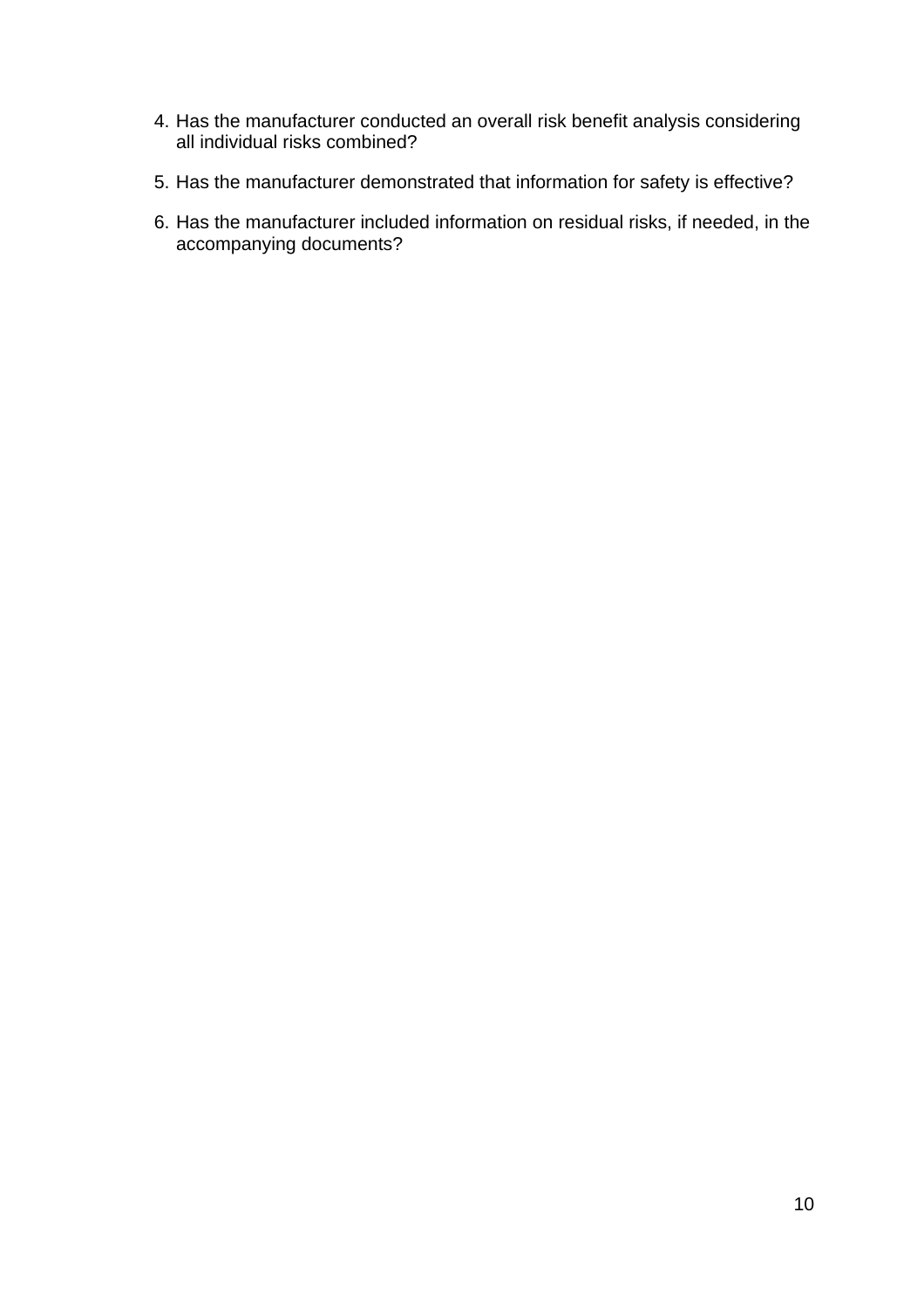4. Has the manufacturer conducted an overall risk benefit analysis considering all individual risks combined?

5. Has the manufacturer demonstrated that information for safety is effective?

6. Has the manufacturer included information on residual risks, if needed, in the accompanying documents?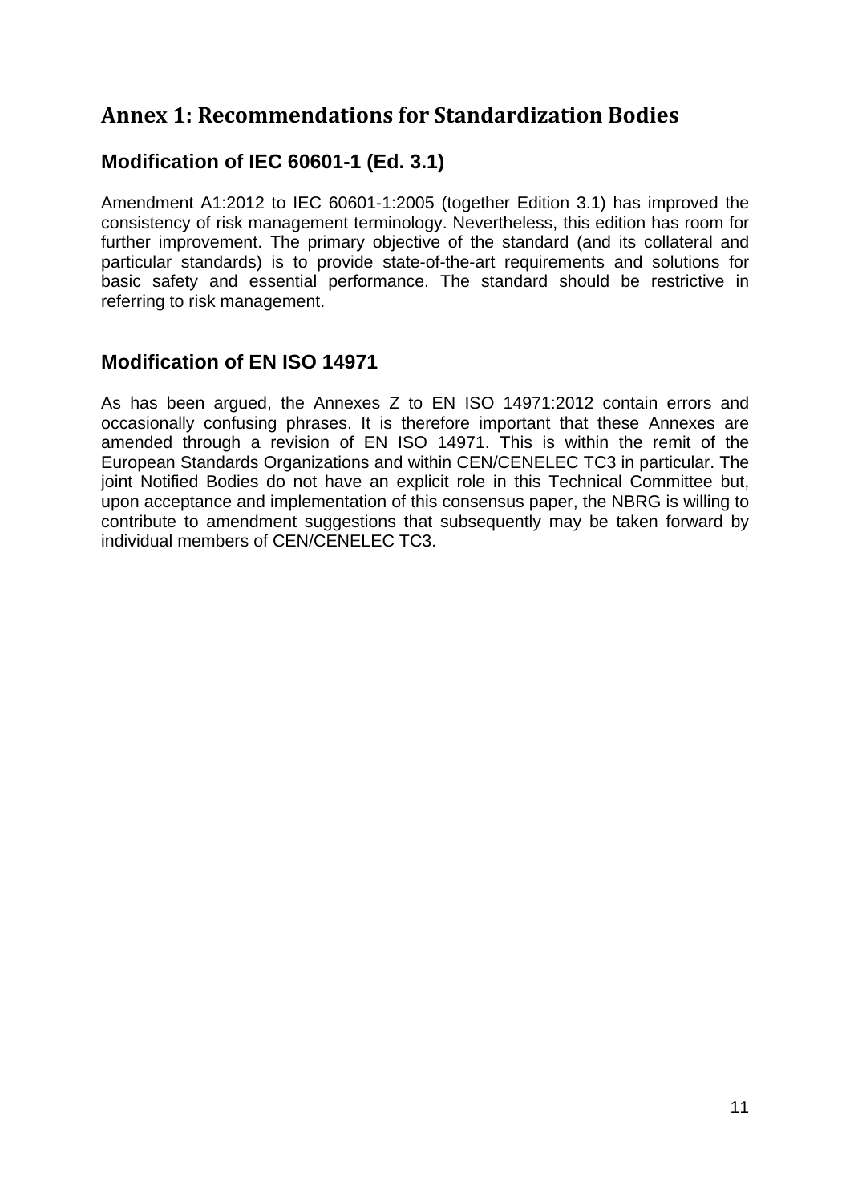# Annex 1: Recommendations for Standardization Bodies

## Modification of IEC 60601-1 (Ed. 3.1)

Amendment A1:2012 to IEC 60601-1:2005 (together Edition 3.1) has improved the consistency of risk management terminology. Nevertheless, this edition has room for further improvement. The primary objective of the standard (and its collateral and particular standards) is to provide state-of-the-art requirements and solutions for basic safety and essential performance. The standard should be restrictive in referring to risk management.

## Modification of EN ISO 14971

As has been argued, the Annexes Z to EN ISO 14971:2012 contain errors and occasionally confusing phrases. It is therefore important that these Annexes are amended through a revision of EN ISO 14971. This is within the remit of the European Standards Organizations and within CEN/CENELEC TC3 in particular. The joint Notified Bodies do not have an explicit role in this Technical Committee but, upon acceptance and implementation of this consensus paper, the NBRG is willing to contribute to amendment suggestions that subsequently may be taken forward by individual members of CEN/CENELEC TC3.